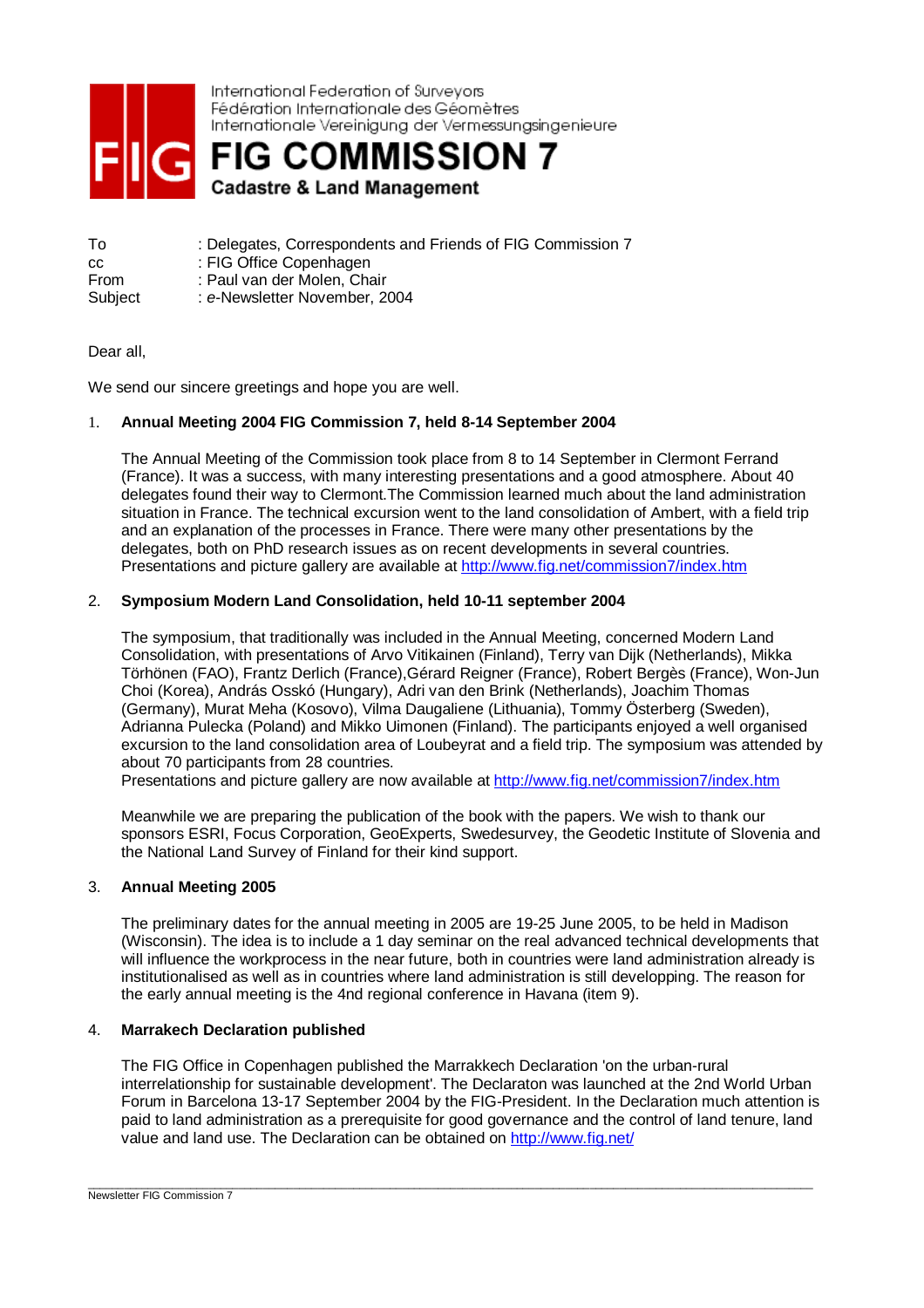International Federation of Surveyors
Fédération Internationale des Géomètres
Internationale Vereinigung der Vermessungsingenieure

# FIG COMMISSION 7

**Cadastre & Land Management**

To : Delegates, Correspondents and Friends of FIG Commission 7
cc : FIG Office Copenhagen
From : Paul van der Molen, Chair
Subject : *e*-Newsletter November, 2004

Dear all,

We send our sincere greetings and hope you are well.

1. **Annual Meeting 2004 FIG Commission 7, held 8-14 September 2004**

   The Annual Meeting of the Commission took place from 8 to 14 September in Clermont Ferrand (France). It was a success, with many interesting presentations and a good atmosphere. About 40 delegates found their way to Clermont.The Commission learned much about the land administration situation in France. The technical excursion went to the land consolidation of Ambert, with a field trip and an explanation of the processes in France. There were many other presentations by the delegates, both on PhD research issues as on recent developments in several countries. Presentations and picture gallery are available at http://www.fig.net/commission7/index.htm

2. **Symposium Modern Land Consolidation, held 10-11 september 2004**

   The symposium, that traditionally was included in the Annual Meeting, concerned Modern Land Consolidation, with presentations of Arvo Vitikainen (Finland), Terry van Dijk (Netherlands), Mikka Törhönen (FAO), Frantz Derlich (France),Gérard Reigner (France), Robert Bergès (France), Won-Jun Choi (Korea), András Osskó (Hungary), Adri van den Brink (Netherlands), Joachim Thomas (Germany), Murat Meha (Kosovo), Vilma Daugaliene (Lithuania), Tommy Österberg (Sweden), Adrianna Pulecka (Poland) and Mikko Uimonen (Finland). The participants enjoyed a well organised excursion to the land consolidation area of Loubeyrat and a field trip. The symposium was attended by about 70 participants from 28 countries.
   Presentations and picture gallery are now available at http://www.fig.net/commission7/index.htm

   Meanwhile we are preparing the publication of the book with the papers. We wish to thank our sponsors ESRI, Focus Corporation, GeoExperts, Swedesurvey, the Geodetic Institute of Slovenia and the National Land Survey of Finland for their kind support.

3. **Annual Meeting 2005**

   The preliminary dates for the annual meeting in 2005 are 19-25 June 2005, to be held in Madison (Wisconsin). The idea is to include a 1 day seminar on the real advanced technical developments that will influence the workprocess in the near future, both in countries were land administration already is institutionalised as well as in countries where land administration is still developping. The reason for the early annual meeting is the 4nd regional conference in Havana (item 9).

4. **Marrakech Declaration published**

   The FIG Office in Copenhagen published the Marrakkech Declaration 'on the urban-rural interrelationship for sustainable development'. The Declaraton was launched at the 2nd World Urban Forum in Barcelona 13-17 September 2004 by the FIG-President. In the Declaration much attention is paid to land administration as a prerequisite for good governance and the control of land tenure, land value and land use. The Declaration can be obtained on http://www.fig.net/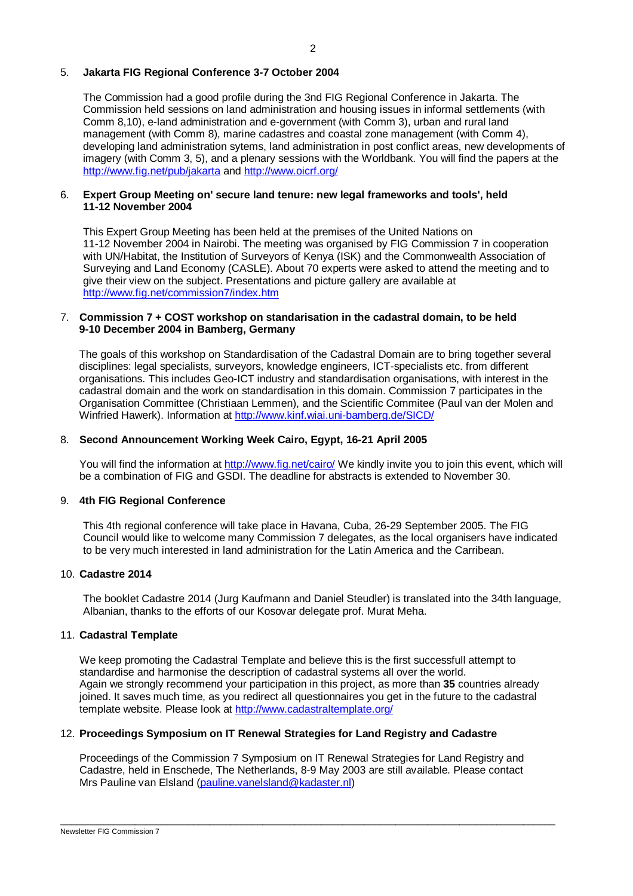5. **Jakarta FIG Regional Conference 3-7 October 2004**

   The Commission had a good profile during the 3nd FIG Regional Conference in Jakarta. The Commission held sessions on land administration and housing issues in informal settlements (with Comm 8,10), e-land administration and e-government (with Comm 3), urban and rural land management (with Comm 8), marine cadastres and coastal zone management (with Comm 4), developing land administration sytems, land administration in post conflict areas, new developments of imagery (with Comm 3, 5), and a plenary sessions with the Worldbank. You will find the papers at the http://www.fig.net/pub/jakarta and http://www.oicrf.org/

6. **Expert Group Meeting on' secure land tenure: new legal frameworks and tools', held 11-12 November 2004**

   This Expert Group Meeting has been held at the premises of the United Nations on 11-12 November 2004 in Nairobi. The meeting was organised by FIG Commission 7 in cooperation with UN/Habitat, the Institution of Surveyors of Kenya (ISK) and the Commonwealth Association of Surveying and Land Economy (CASLE). About 70 experts were asked to attend the meeting and to give their view on the subject. Presentations and picture gallery are available at http://www.fig.net/commission7/index.htm

7. **Commission 7 + COST workshop on standarisation in the cadastral domain, to be held 9-10 December 2004 in Bamberg, Germany**

   The goals of this workshop on Standardisation of the Cadastral Domain are to bring together several disciplines: legal specialists, surveyors, knowledge engineers, ICT-specialists etc. from different organisations. This includes Geo-ICT industry and standardisation organisations, with interest in the cadastral domain and the work on standardisation in this domain. Commission 7 participates in the Organisation Committee (Christiaan Lemmen), and the Scientific Commitee (Paul van der Molen and Winfried Hawerk). Information at http://www.kinf.wiai.uni-bamberg.de/SICD/

8. **Second Announcement Working Week Cairo, Egypt, 16-21 April 2005**

   You will find the information at http://www.fig.net/cairo/ We kindly invite you to join this event, which will be a combination of FIG and GSDI. The deadline for abstracts is extended to November 30.

9. **4th FIG Regional Conference**

   This 4th regional conference will take place in Havana, Cuba, 26-29 September 2005. The FIG Council would like to welcome many Commission 7 delegates, as the local organisers have indicated to be very much interested in land administration for the Latin America and the Carribean.

10. **Cadastre 2014**

    The booklet Cadastre 2014 (Jurg Kaufmann and Daniel Steudler) is translated into the 34th language, Albanian, thanks to the efforts of our Kosovar delegate prof. Murat Meha.

11. **Cadastral Template**

    We keep promoting the Cadastral Template and believe this is the first successfull attempt to standardise and harmonise the description of cadastral systems all over the world.
    Again we strongly recommend your participation in this project, as more than **35** countries already joined. It saves much time, as you redirect all questionnaires you get in the future to the cadastral template website. Please look at http://www.cadastraltemplate.org/

12. **Proceedings Symposium on IT Renewal Strategies for Land Registry and Cadastre**

    Proceedings of the Commission 7 Symposium on IT Renewal Strategies for Land Registry and Cadastre, held in Enschede, The Netherlands, 8-9 May 2003 are still available. Please contact Mrs Pauline van Elsland (pauline.vanelsland@kadaster.nl)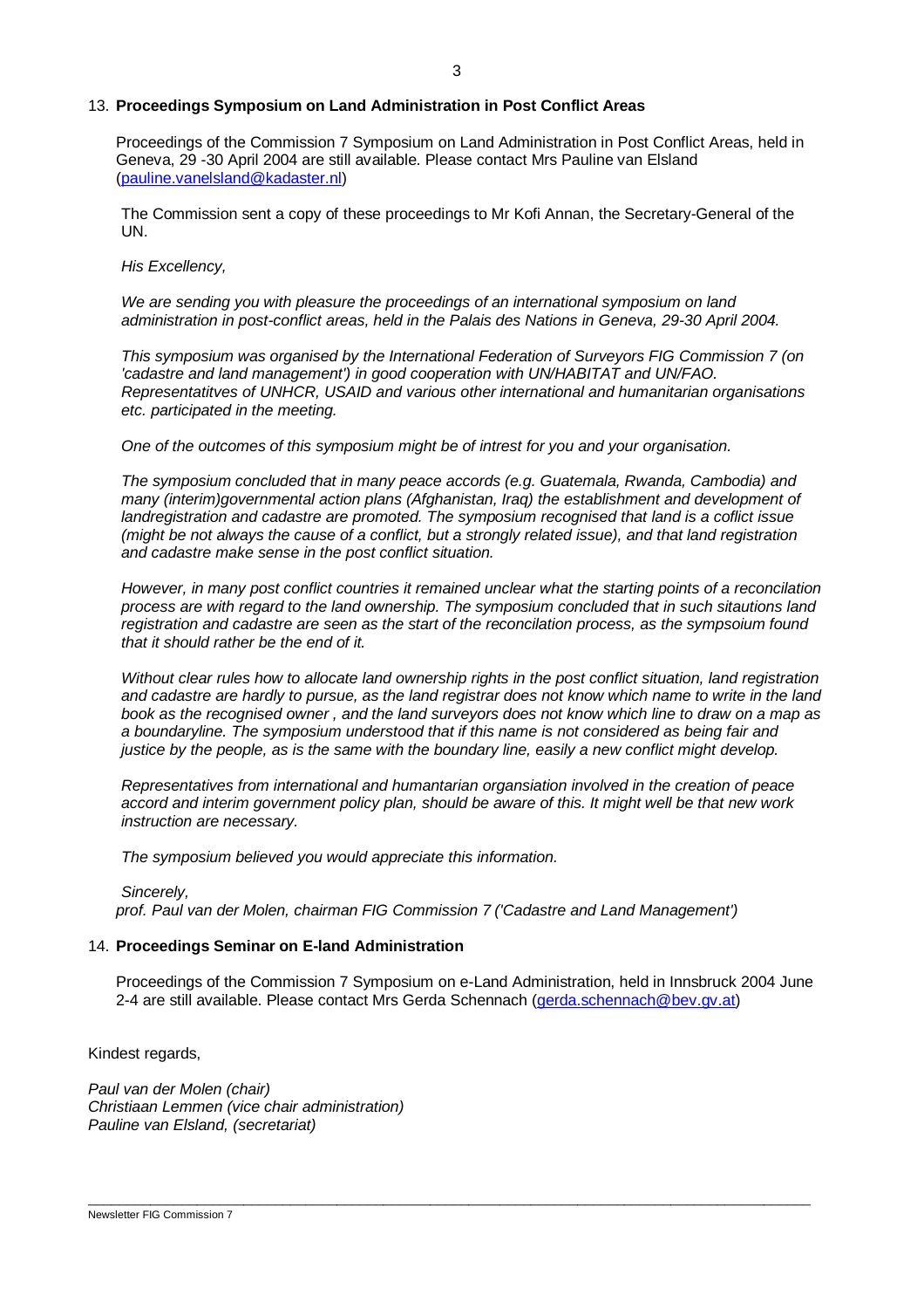13. **Proceedings Symposium on Land Administration in Post Conflict Areas**

Proceedings of the Commission 7 Symposium on Land Administration in Post Conflict Areas, held in Geneva, 29 -30 April 2004 are still available. Please contact Mrs Pauline van Elsland (pauline.vanelsland@kadaster.nl)

The Commission sent a copy of these proceedings to Mr Kofi Annan, the Secretary-General of the UN.

*His Excellency,*

*We are sending you with pleasure the proceedings of an international symposium on land administration in post-conflict areas, held in the Palais des Nations in Geneva, 29-30 April 2004.*

*This symposium was organised by the International Federation of Surveyors FIG Commission 7 (on 'cadastre and land management') in good cooperation with UN/HABITAT and UN/FAO. Representatitves of UNHCR, USAID and various other international and humanitarian organisations etc. participated in the meeting.*

*One of the outcomes of this symposium might be of intrest for you and your organisation.*

*The symposium concluded that in many peace accords (e.g. Guatemala, Rwanda, Cambodia) and many (interim)governmental action plans (Afghanistan, Iraq) the establishment and development of landregistration and cadastre are promoted. The symposium recognised that land is a coflict issue (might be not always the cause of a conflict, but a strongly related issue), and that land registration and cadastre make sense in the post conflict situation.*

*However, in many post conflict countries it remained unclear what the starting points of a reconcilation process are with regard to the land ownership. The symposium concluded that in such sitautions land registration and cadastre are seen as the start of the reconcilation process, as the sympsoium found that it should rather be the end of it.*

*Without clear rules how to allocate land ownership rights in the post conflict situation, land registration and cadastre are hardly to pursue, as the land registrar does not know which name to write in the land book as the recognised owner , and the land surveyors does not know which line to draw on a map as a boundaryline. The symposium understood that if this name is not considered as being fair and justice by the people, as is the same with the boundary line, easily a new conflict might develop.*

*Representatives from international and humantarian organsiation involved in the creation of peace accord and interim government policy plan, should be aware of this. It might well be that new work instruction are necessary.*

*The symposium believed you would appreciate this information.*

*Sincerely,*
*prof. Paul van der Molen, chairman FIG Commission 7 ('Cadastre and Land Management')*

14. **Proceedings Seminar on E-land Administration**

Proceedings of the Commission 7 Symposium on e-Land Administration, held in Innsbruck 2004 June 2-4 are still available. Please contact Mrs Gerda Schennach (gerda.schennach@bev.gv.at)

Kindest regards,

*Paul van der Molen (chair)*
*Christiaan Lemmen (vice chair administration)*
*Pauline van Elsland, (secretariat)*